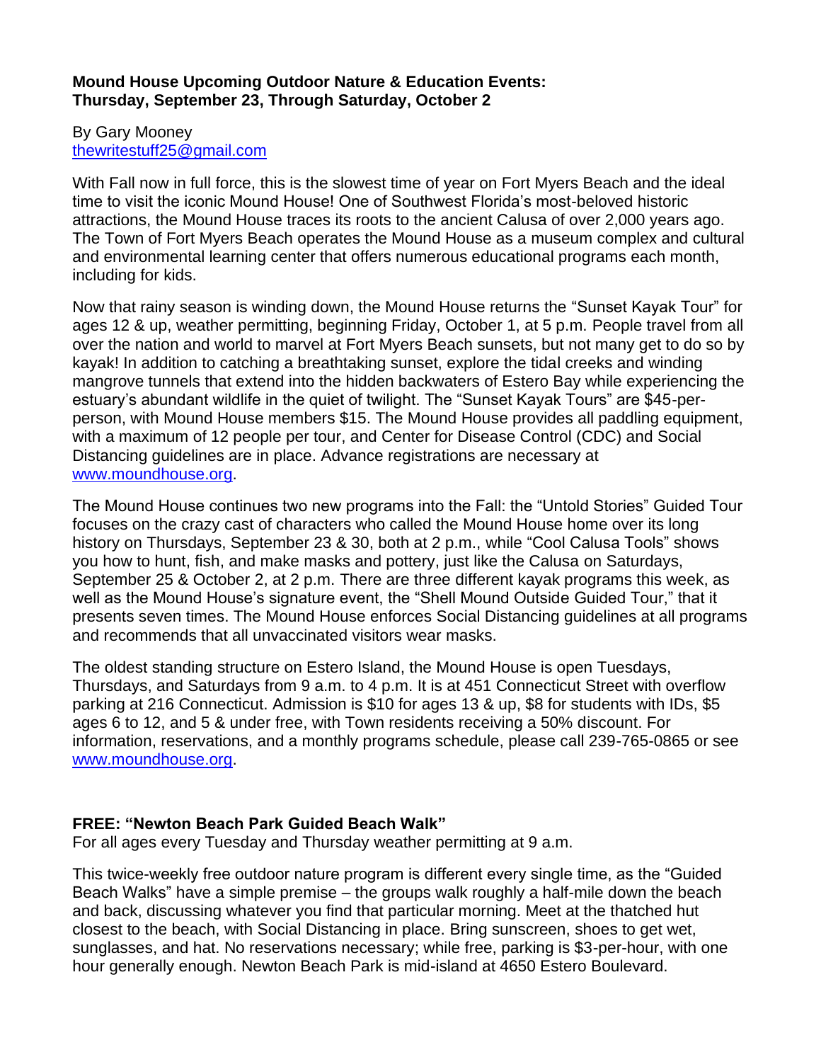**Mound House Upcoming Outdoor Nature & Education Events: Thursday, September 23, Through Saturday, October 2**

By Gary Mooney
thewritestuff25@gmail.com

With Fall now in full force, this is the slowest time of year on Fort Myers Beach and the ideal time to visit the iconic Mound House! One of Southwest Florida's most-beloved historic attractions, the Mound House traces its roots to the ancient Calusa of over 2,000 years ago. The Town of Fort Myers Beach operates the Mound House as a museum complex and cultural and environmental learning center that offers numerous educational programs each month, including for kids.

Now that rainy season is winding down, the Mound House returns the "Sunset Kayak Tour" for ages 12 & up, weather permitting, beginning Friday, October 1, at 5 p.m. People travel from all over the nation and world to marvel at Fort Myers Beach sunsets, but not many get to do so by kayak! In addition to catching a breathtaking sunset, explore the tidal creeks and winding mangrove tunnels that extend into the hidden backwaters of Estero Bay while experiencing the estuary's abundant wildlife in the quiet of twilight. The "Sunset Kayak Tours" are $45-per-person, with Mound House members $15. The Mound House provides all paddling equipment, with a maximum of 12 people per tour, and Center for Disease Control (CDC) and Social Distancing guidelines are in place. Advance registrations are necessary at www.moundhouse.org.

The Mound House continues two new programs into the Fall: the "Untold Stories" Guided Tour focuses on the crazy cast of characters who called the Mound House home over its long history on Thursdays, September 23 & 30, both at 2 p.m., while "Cool Calusa Tools" shows you how to hunt, fish, and make masks and pottery, just like the Calusa on Saturdays, September 25 & October 2, at 2 p.m. There are three different kayak programs this week, as well as the Mound House's signature event, the "Shell Mound Outside Guided Tour," that it presents seven times. The Mound House enforces Social Distancing guidelines at all programs and recommends that all unvaccinated visitors wear masks.

The oldest standing structure on Estero Island, the Mound House is open Tuesdays, Thursdays, and Saturdays from 9 a.m. to 4 p.m. It is at 451 Connecticut Street with overflow parking at 216 Connecticut. Admission is $10 for ages 13 & up, $8 for students with IDs, $5 ages 6 to 12, and 5 & under free, with Town residents receiving a 50% discount. For information, reservations, and a monthly programs schedule, please call 239-765-0865 or see www.moundhouse.org.

**FREE: "Newton Beach Park Guided Beach Walk"**
For all ages every Tuesday and Thursday weather permitting at 9 a.m.

This twice-weekly free outdoor nature program is different every single time, as the "Guided Beach Walks" have a simple premise – the groups walk roughly a half-mile down the beach and back, discussing whatever you find that particular morning. Meet at the thatched hut closest to the beach, with Social Distancing in place. Bring sunscreen, shoes to get wet, sunglasses, and hat. No reservations necessary; while free, parking is $3-per-hour, with one hour generally enough. Newton Beach Park is mid-island at 4650 Estero Boulevard.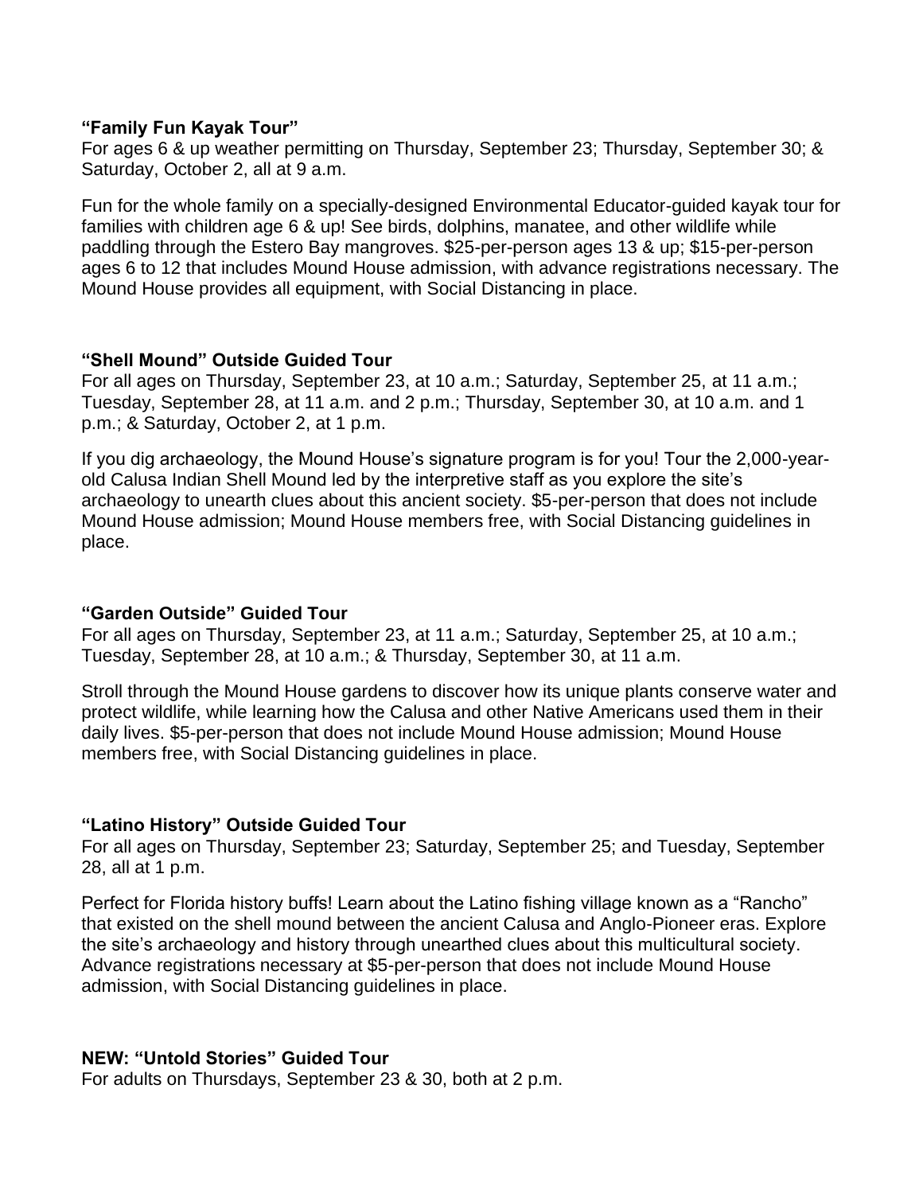**“Family Fun Kayak Tour”**
For ages 6 & up weather permitting on Thursday, September 23; Thursday, September 30; & Saturday, October 2, all at 9 a.m.

Fun for the whole family on a specially-designed Environmental Educator-guided kayak tour for families with children age 6 & up! See birds, dolphins, manatee, and other wildlife while paddling through the Estero Bay mangroves. $25-per-person ages 13 & up; $15-per-person ages 6 to 12 that includes Mound House admission, with advance registrations necessary. The Mound House provides all equipment, with Social Distancing in place.

**“Shell Mound” Outside Guided Tour**
For all ages on Thursday, September 23, at 10 a.m.; Saturday, September 25, at 11 a.m.; Tuesday, September 28, at 11 a.m. and 2 p.m.; Thursday, September 30, at 10 a.m. and 1 p.m.; & Saturday, October 2, at 1 p.m.

If you dig archaeology, the Mound House’s signature program is for you! Tour the 2,000-year-old Calusa Indian Shell Mound led by the interpretive staff as you explore the site’s archaeology to unearth clues about this ancient society. $5-per-person that does not include Mound House admission; Mound House members free, with Social Distancing guidelines in place.

**“Garden Outside” Guided Tour**
For all ages on Thursday, September 23, at 11 a.m.; Saturday, September 25, at 10 a.m.; Tuesday, September 28, at 10 a.m.; & Thursday, September 30, at 11 a.m.

Stroll through the Mound House gardens to discover how its unique plants conserve water and protect wildlife, while learning how the Calusa and other Native Americans used them in their daily lives. $5-per-person that does not include Mound House admission; Mound House members free, with Social Distancing guidelines in place.

**“Latino History” Outside Guided Tour**
For all ages on Thursday, September 23; Saturday, September 25; and Tuesday, September 28, all at 1 p.m.

Perfect for Florida history buffs! Learn about the Latino fishing village known as a “Rancho” that existed on the shell mound between the ancient Calusa and Anglo-Pioneer eras. Explore the site’s archaeology and history through unearthed clues about this multicultural society. Advance registrations necessary at $5-per-person that does not include Mound House admission, with Social Distancing guidelines in place.

**NEW: “Untold Stories” Guided Tour**
For adults on Thursdays, September 23 & 30, both at 2 p.m.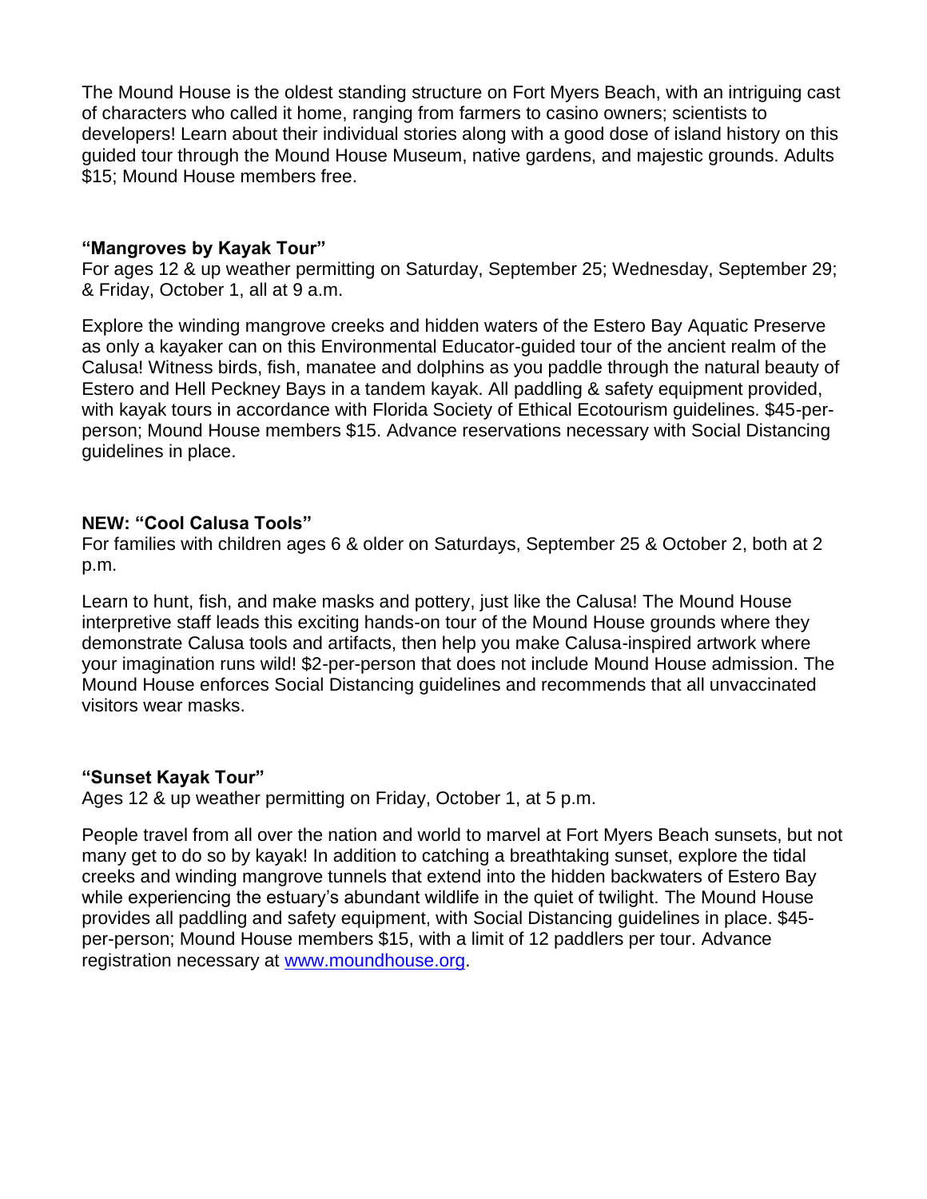The Mound House is the oldest standing structure on Fort Myers Beach, with an intriguing cast of characters who called it home, ranging from farmers to casino owners; scientists to developers! Learn about their individual stories along with a good dose of island history on this guided tour through the Mound House Museum, native gardens, and majestic grounds. Adults $15; Mound House members free.

**"Mangroves by Kayak Tour"**
For ages 12 & up weather permitting on Saturday, September 25; Wednesday, September 29; & Friday, October 1, all at 9 a.m.

Explore the winding mangrove creeks and hidden waters of the Estero Bay Aquatic Preserve as only a kayaker can on this Environmental Educator-guided tour of the ancient realm of the Calusa! Witness birds, fish, manatee and dolphins as you paddle through the natural beauty of Estero and Hell Peckney Bays in a tandem kayak. All paddling & safety equipment provided, with kayak tours in accordance with Florida Society of Ethical Ecotourism guidelines. $45-per-person; Mound House members $15. Advance reservations necessary with Social Distancing guidelines in place.

**NEW: "Cool Calusa Tools"**
For families with children ages 6 & older on Saturdays, September 25 & October 2, both at 2 p.m.

Learn to hunt, fish, and make masks and pottery, just like the Calusa! The Mound House interpretive staff leads this exciting hands-on tour of the Mound House grounds where they demonstrate Calusa tools and artifacts, then help you make Calusa-inspired artwork where your imagination runs wild! $2-per-person that does not include Mound House admission. The Mound House enforces Social Distancing guidelines and recommends that all unvaccinated visitors wear masks.

**"Sunset Kayak Tour"**
Ages 12 & up weather permitting on Friday, October 1, at 5 p.m.

People travel from all over the nation and world to marvel at Fort Myers Beach sunsets, but not many get to do so by kayak! In addition to catching a breathtaking sunset, explore the tidal creeks and winding mangrove tunnels that extend into the hidden backwaters of Estero Bay while experiencing the estuary's abundant wildlife in the quiet of twilight. The Mound House provides all paddling and safety equipment, with Social Distancing guidelines in place. $45-per-person; Mound House members $15, with a limit of 12 paddlers per tour. Advance registration necessary at [www.moundhouse.org](http://www.moundhouse.org).